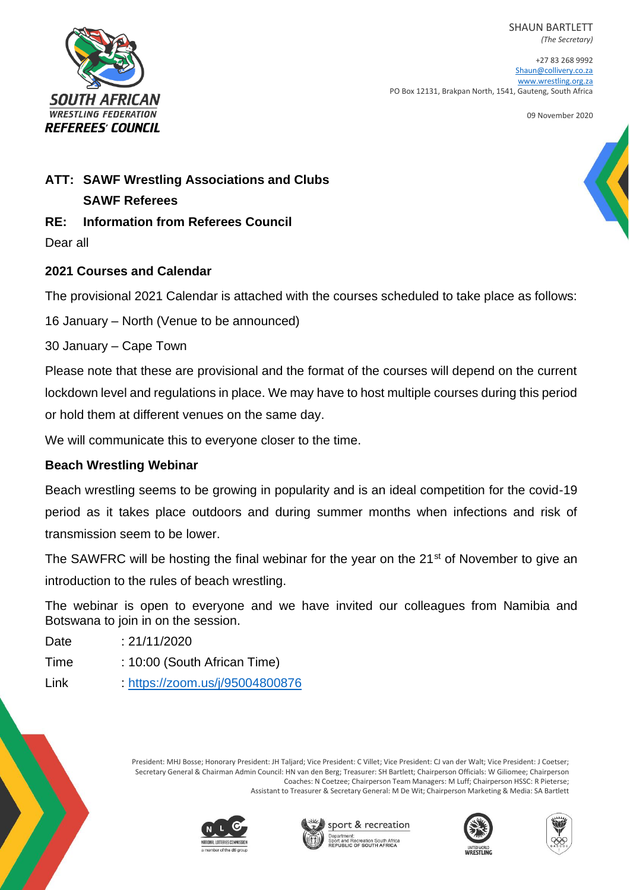SOUTH AFRICAN WRESTLING FEDERATION REFEREES' COUNCIL

SHAUN BARTLETT
*(The Secretary)*

+27 83 268 9992
Shaun@collivery.co.za
www.wrestling.org.za
PO Box 12131, Brakpan North, 1541, Gauteng, South Africa

09 November 2020

**ATT: SAWF Wrestling Associations and Clubs**
**SAWF Referees**

**RE: Information from Referees Council**

Dear all

### 2021 Courses and Calendar

The provisional 2021 Calendar is attached with the courses scheduled to take place as follows:

16 January – North (Venue to be announced)

30 January – Cape Town

Please note that these are provisional and the format of the courses will depend on the current lockdown level and regulations in place. We may have to host multiple courses during this period or hold them at different venues on the same day.

We will communicate this to everyone closer to the time.

### Beach Wrestling Webinar

Beach wrestling seems to be growing in popularity and is an ideal competition for the covid-19 period as it takes place outdoors and during summer months when infections and risk of transmission seem to be lower.

The SAWFRC will be hosting the final webinar for the year on the 21st of November to give an introduction to the rules of beach wrestling.

The webinar is open to everyone and we have invited our colleagues from Namibia and Botswana to join in on the session.

Date : 21/11/2020

Time : 10:00 (South African Time)

Link : https://zoom.us/j/95004800876

President: MHJ Bosse; Honorary President: JH Taljard; Vice President: C Villet; Vice President: CJ van der Walt; Vice President: J Coetser; Secretary General & Chairman Admin Council: HN van den Berg; Treasurer: SH Bartlett; Chairperson Officials: W Giliomee; Chairperson Coaches: N Coetzee; Chairperson Team Managers: M Luff; Chairperson HSSC: R Pieterse; Assistant to Treasurer & Secretary General: M De Wit; Chairperson Marketing & Media: SA Bartlett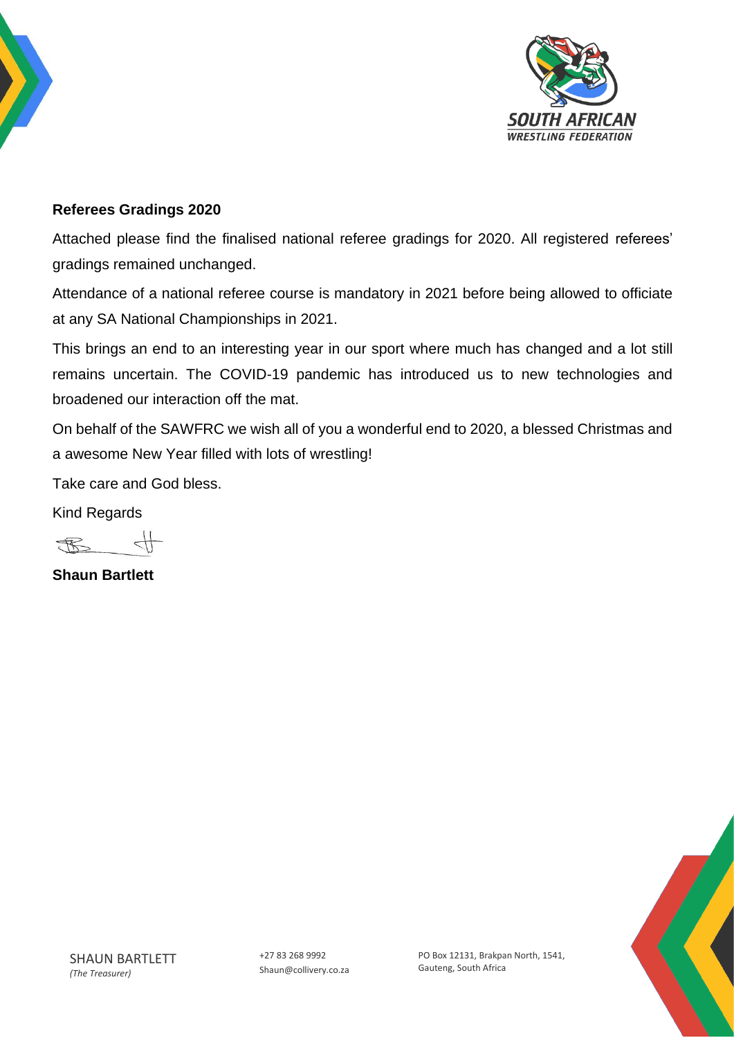**Referees Gradings 2020**

Attached please find the finalised national referee gradings for 2020. All registered referees' gradings remained unchanged.

Attendance of a national referee course is mandatory in 2021 before being allowed to officiate at any SA National Championships in 2021.

This brings an end to an interesting year in our sport where much has changed and a lot still remains uncertain. The COVID-19 pandemic has introduced us to new technologies and broadened our interaction off the mat.

On behalf of the SAWFRC we wish all of you a wonderful end to 2020, a blessed Christmas and a awesome New Year filled with lots of wrestling!

Take care and God bless.

Kind Regards

**Shaun Bartlett**

SHAUN BARTLETT
*(The Treasurer)*

+27 83 268 9992
Shaun@collivery.co.za

PO Box 12131, Brakpan North, 1541,
Gauteng, South Africa